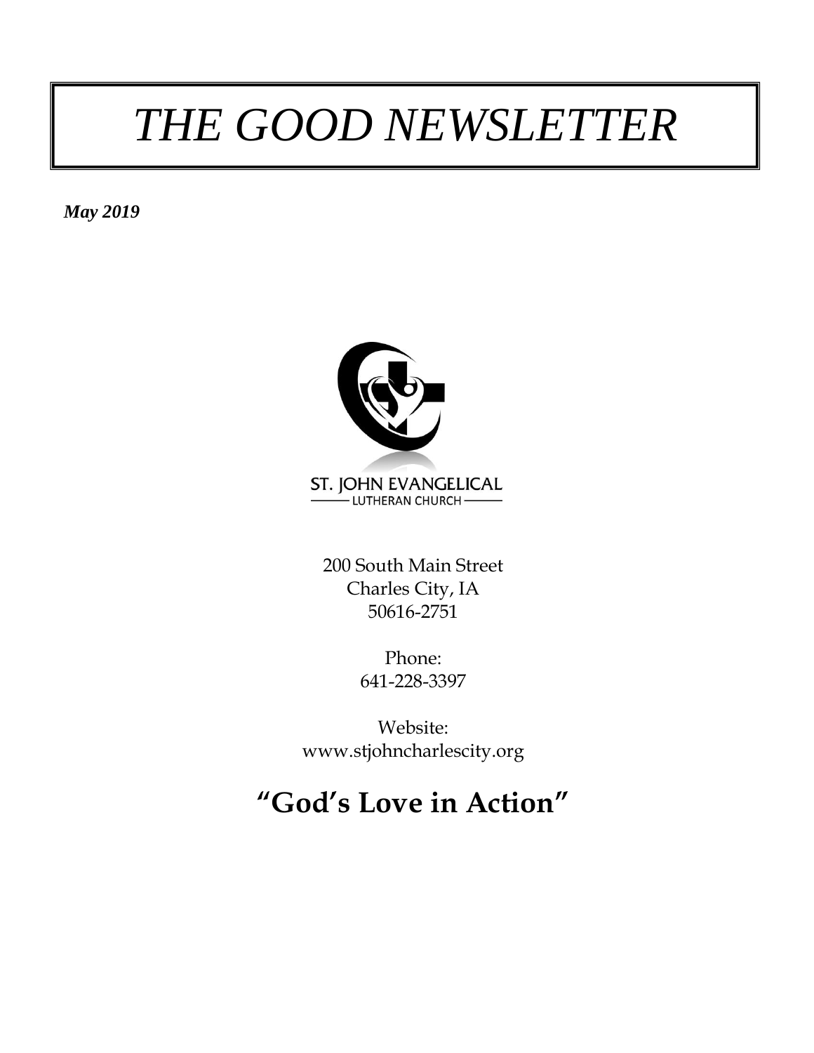# *THE GOOD NEWSLETTER*

***May 2019***

ST. JOHN EVANGELICAL

LUTHERAN CHURCH

200 South Main Street
Charles City, IA
50616-2751

Phone:
641-228-3397

Website:
www.stjohncharlescity.org

## **"God's Love in Action"**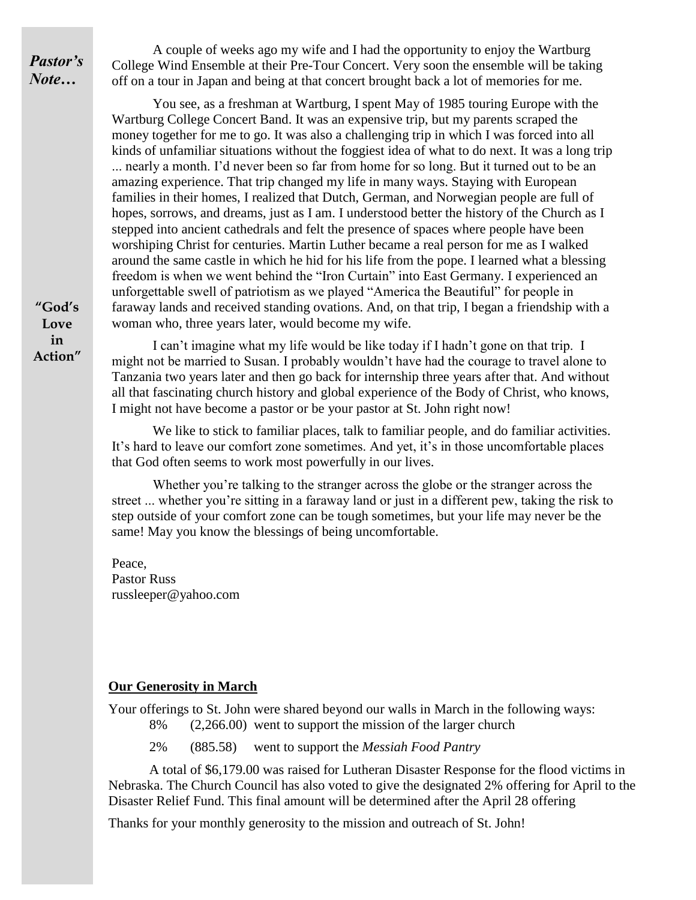## *Pastor's Note…*

"God's Love in Action"

A couple of weeks ago my wife and I had the opportunity to enjoy the Wartburg College Wind Ensemble at their Pre-Tour Concert. Very soon the ensemble will be taking off on a tour in Japan and being at that concert brought back a lot of memories for me.

You see, as a freshman at Wartburg, I spent May of 1985 touring Europe with the Wartburg College Concert Band. It was an expensive trip, but my parents scraped the money together for me to go. It was also a challenging trip in which I was forced into all kinds of unfamiliar situations without the foggiest idea of what to do next. It was a long trip ... nearly a month. I'd never been so far from home for so long. But it turned out to be an amazing experience. That trip changed my life in many ways. Staying with European families in their homes, I realized that Dutch, German, and Norwegian people are full of hopes, sorrows, and dreams, just as I am. I understood better the history of the Church as I stepped into ancient cathedrals and felt the presence of spaces where people have been worshiping Christ for centuries. Martin Luther became a real person for me as I walked around the same castle in which he hid for his life from the pope. I learned what a blessing freedom is when we went behind the "Iron Curtain" into East Germany. I experienced an unforgettable swell of patriotism as we played "America the Beautiful" for people in faraway lands and received standing ovations. And, on that trip, I began a friendship with a woman who, three years later, would become my wife.

I can't imagine what my life would be like today if I hadn't gone on that trip. I might not be married to Susan. I probably wouldn't have had the courage to travel alone to Tanzania two years later and then go back for internship three years after that. And without all that fascinating church history and global experience of the Body of Christ, who knows, I might not have become a pastor or be your pastor at St. John right now!

We like to stick to familiar places, talk to familiar people, and do familiar activities. It's hard to leave our comfort zone sometimes. And yet, it's in those uncomfortable places that God often seems to work most powerfully in our lives.

Whether you're talking to the stranger across the globe or the stranger across the street ... whether you're sitting in a faraway land or just in a different pew, taking the risk to step outside of your comfort zone can be tough sometimes, but your life may never be the same! May you know the blessings of being uncomfortable.

Peace,
Pastor Russ
russleeper@yahoo.com

**Our Generosity in March**

Your offerings to St. John were shared beyond our walls in March in the following ways:

8% (2,266.00) went to support the mission of the larger church

2% (885.58) went to support the *Messiah Food Pantry*

A total of $6,179.00 was raised for Lutheran Disaster Response for the flood victims in Nebraska. The Church Council has also voted to give the designated 2% offering for April to the Disaster Relief Fund. This final amount will be determined after the April 28 offering

Thanks for your monthly generosity to the mission and outreach of St. John!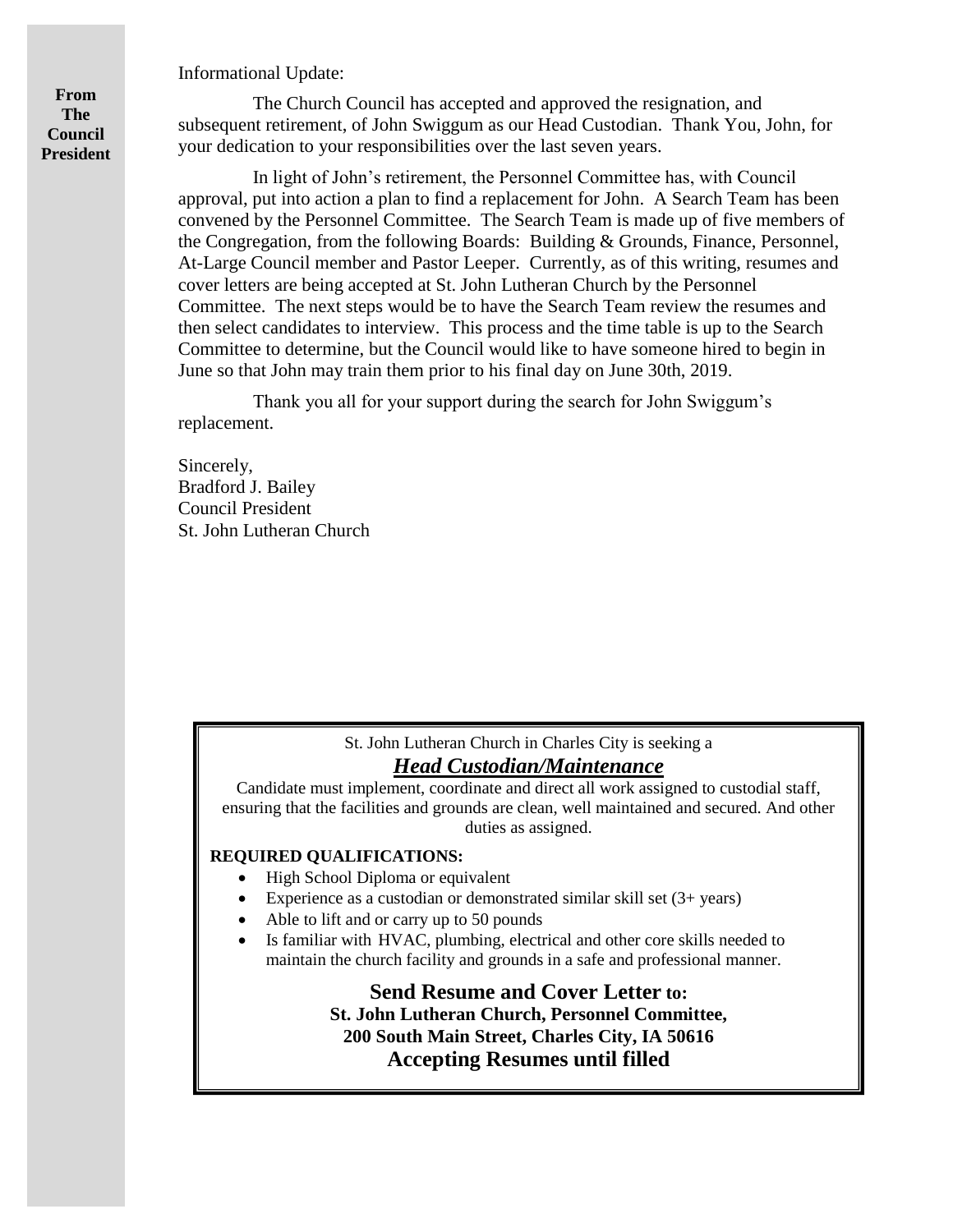**From The Council President**

Informational Update:

The Church Council has accepted and approved the resignation, and subsequent retirement, of John Swiggum as our Head Custodian. Thank You, John, for your dedication to your responsibilities over the last seven years.

In light of John's retirement, the Personnel Committee has, with Council approval, put into action a plan to find a replacement for John. A Search Team has been convened by the Personnel Committee. The Search Team is made up of five members of the Congregation, from the following Boards: Building & Grounds, Finance, Personnel, At-Large Council member and Pastor Leeper. Currently, as of this writing, resumes and cover letters are being accepted at St. John Lutheran Church by the Personnel Committee. The next steps would be to have the Search Team review the resumes and then select candidates to interview. This process and the time table is up to the Search Committee to determine, but the Council would like to have someone hired to begin in June so that John may train them prior to his final day on June 30th, 2019.

Thank you all for your support during the search for John Swiggum's replacement.

Sincerely,
Bradford J. Bailey
Council President
St. John Lutheran Church

---

St. John Lutheran Church in Charles City is seeking a

***Head Custodian/Maintenance***

Candidate must implement, coordinate and direct all work assigned to custodial staff, ensuring that the facilities and grounds are clean, well maintained and secured. And other duties as assigned.

**REQUIRED QUALIFICATIONS:**

- High School Diploma or equivalent
- Experience as a custodian or demonstrated similar skill set (3+ years)
- Able to lift and or carry up to 50 pounds
- Is familiar with HVAC, plumbing, electrical and other core skills needed to maintain the church facility and grounds in a safe and professional manner.

**Send Resume and Cover Letter to:**
**St. John Lutheran Church, Personnel Committee,**
**200 South Main Street, Charles City, IA 50616**
**Accepting Resumes until filled**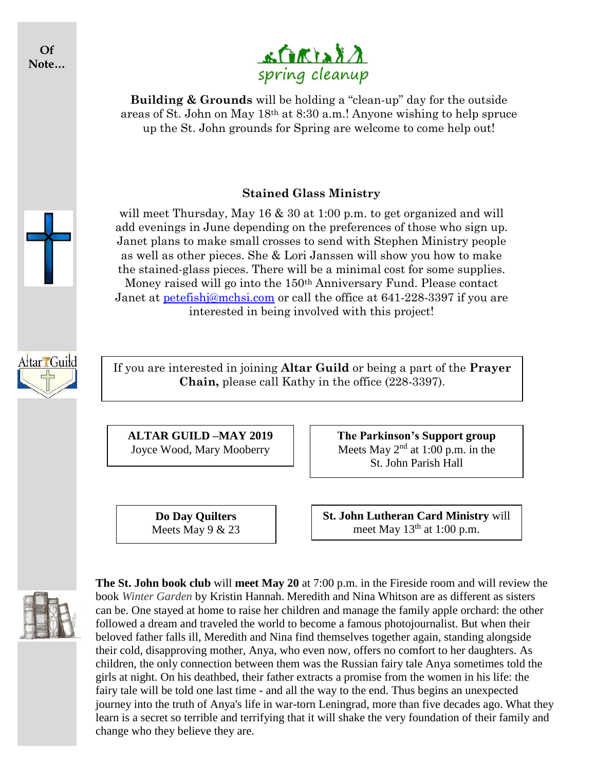**Of Note…**

spring cleanup

**Building & Grounds** will be holding a "clean-up" day for the outside areas of St. John on May 18th at 8:30 a.m.! Anyone wishing to help spruce up the St. John grounds for Spring are welcome to come help out!

**Stained Glass Ministry**

will meet Thursday, May 16 & 30 at 1:00 p.m. to get organized and will add evenings in June depending on the preferences of those who sign up. Janet plans to make small crosses to send with Stephen Ministry people as well as other pieces. She & Lori Janssen will show you how to make the stained-glass pieces. There will be a minimal cost for some supplies. Money raised will go into the 150th Anniversary Fund. Please contact Janet at petefishj@mchsi.com or call the office at 641-228-3397 if you are interested in being involved with this project!

If you are interested in joining **Altar Guild** or being a part of the **Prayer Chain,** please call Kathy in the office (228-3397).

**ALTAR GUILD –MAY 2019**
Joyce Wood, Mary Mooberry

**The Parkinson's Support group**
Meets May 2nd at 1:00 p.m. in the St. John Parish Hall

**Do Day Quilters**
Meets May 9 & 23

**St. John Lutheran Card Ministry** will meet May 13th at 1:00 p.m.

**The St. John book club** will **meet May 20** at 7:00 p.m. in the Fireside room and will review the book *Winter Garden* by Kristin Hannah. Meredith and Nina Whitson are as different as sisters can be. One stayed at home to raise her children and manage the family apple orchard: the other followed a dream and traveled the world to become a famous photojournalist. But when their beloved father falls ill, Meredith and Nina find themselves together again, standing alongside their cold, disapproving mother, Anya, who even now, offers no comfort to her daughters. As children, the only connection between them was the Russian fairy tale Anya sometimes told the girls at night. On his deathbed, their father extracts a promise from the women in his life: the fairy tale will be told one last time - and all the way to the end. Thus begins an unexpected journey into the truth of Anya's life in war-torn Leningrad, more than five decades ago. What they learn is a secret so terrible and terrifying that it will shake the very foundation of their family and change who they believe they are.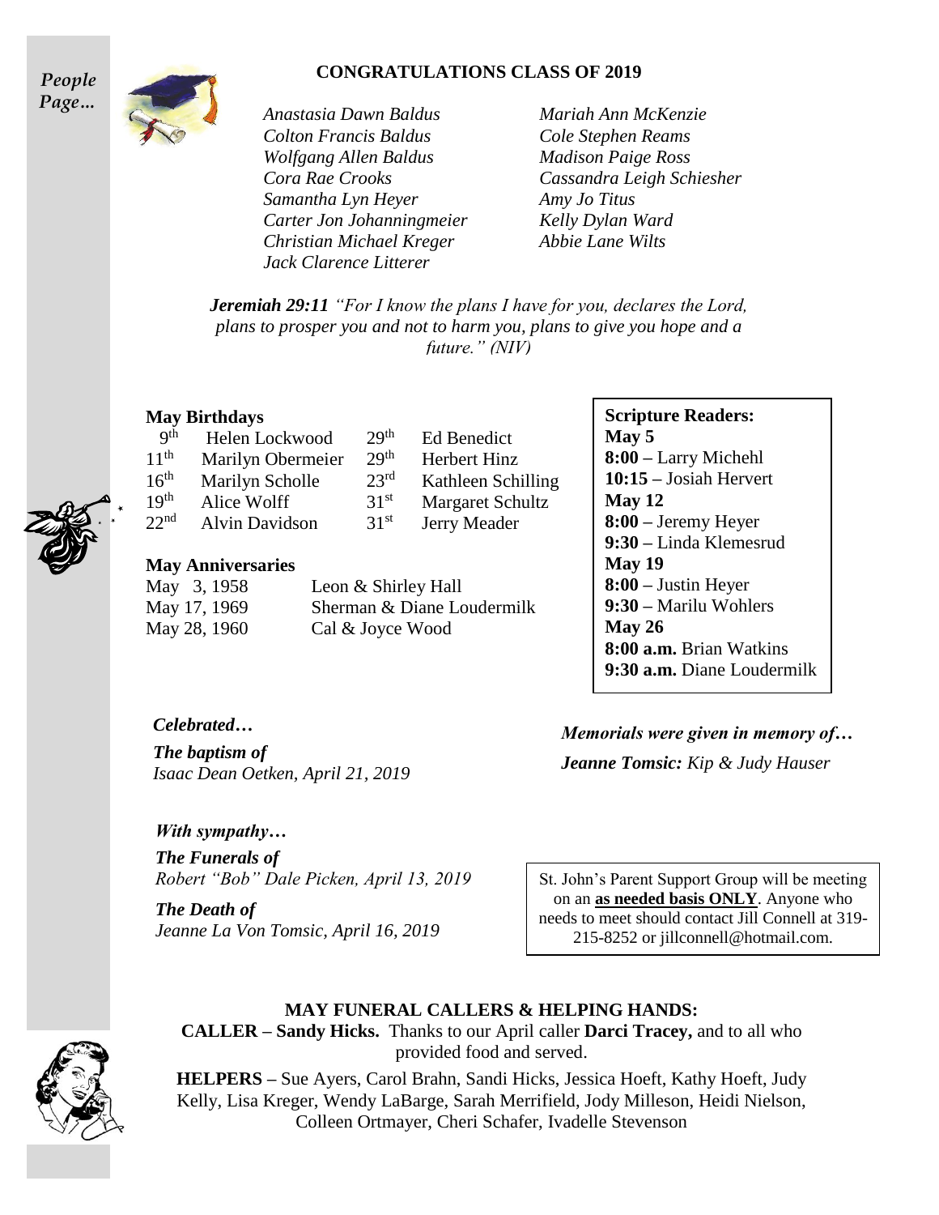*People Page…*

## CONGRATULATIONS CLASS OF 2019

*Anastasia Dawn Baldus*
*Colton Francis Baldus*
*Wolfgang Allen Baldus*
*Cora Rae Crooks*
*Samantha Lyn Heyer*
*Carter Jon Johanningmeier*
*Christian Michael Kreger*
*Jack Clarence Litterer*
*Mariah Ann McKenzie*
*Cole Stephen Reams*
*Madison Paige Ross*
*Cassandra Leigh Schiesher*
*Amy Jo Titus*
*Kelly Dylan Ward*
*Abbie Lane Wilts*

***Jeremiah 29:11*** *"For I know the plans I have for you, declares the Lord, plans to prosper you and not to harm you, plans to give you hope and a future." (NIV)*

### May Birthdays

| | | | |
|---|---|---|---|
| 9th | Helen Lockwood | 29th | Ed Benedict |
| 11th | Marilyn Obermeier | 29th | Herbert Hinz |
| 16th | Marilyn Scholle | 23rd | Kathleen Schilling |
| 19th | Alice Wolff | 31st | Margaret Schultz |
| 22nd | Alvin Davidson | 31st | Jerry Meader |

### May Anniversaries

| | |
|---|---|
| May 3, 1958 | Leon & Shirley Hall |
| May 17, 1969 | Sherman & Diane Loudermilk |
| May 28, 1960 | Cal & Joyce Wood |

**Scripture Readers:**
**May 5**
**8:00 –** Larry Michehl
**10:15 –** Josiah Hervert
**May 12**
**8:00 –** Jeremy Heyer
**9:30 –** Linda Klemesrud
**May 19**
**8:00 –** Justin Heyer
**9:30 –** Marilu Wohlers
**May 26**
**8:00 a.m.** Brian Watkins
**9:30 a.m.** Diane Loudermilk

***Celebrated…***

***The baptism of***
*Isaac Dean Oetken, April 21, 2019*

***Memorials were given in memory of…***
***Jeanne Tomsic:*** *Kip & Judy Hauser*

***With sympathy…***

***The Funerals of***
*Robert "Bob" Dale Picken, April 13, 2019*

***The Death of***
*Jeanne La Von Tomsic, April 16, 2019*

St. John's Parent Support Group will be meeting on an **as needed basis ONLY**. Anyone who needs to meet should contact Jill Connell at 319-215-8252 or jillconnell@hotmail.com.

### MAY FUNERAL CALLERS & HELPING HANDS:

**CALLER – Sandy Hicks.** Thanks to our April caller **Darci Tracey,** and to all who provided food and served.

**HELPERS –** Sue Ayers, Carol Brahn, Sandi Hicks, Jessica Hoeft, Kathy Hoeft, Judy Kelly, Lisa Kreger, Wendy LaBarge, Sarah Merrifield, Jody Milleson, Heidi Nielson, Colleen Ortmayer, Cheri Schafer, Ivadelle Stevenson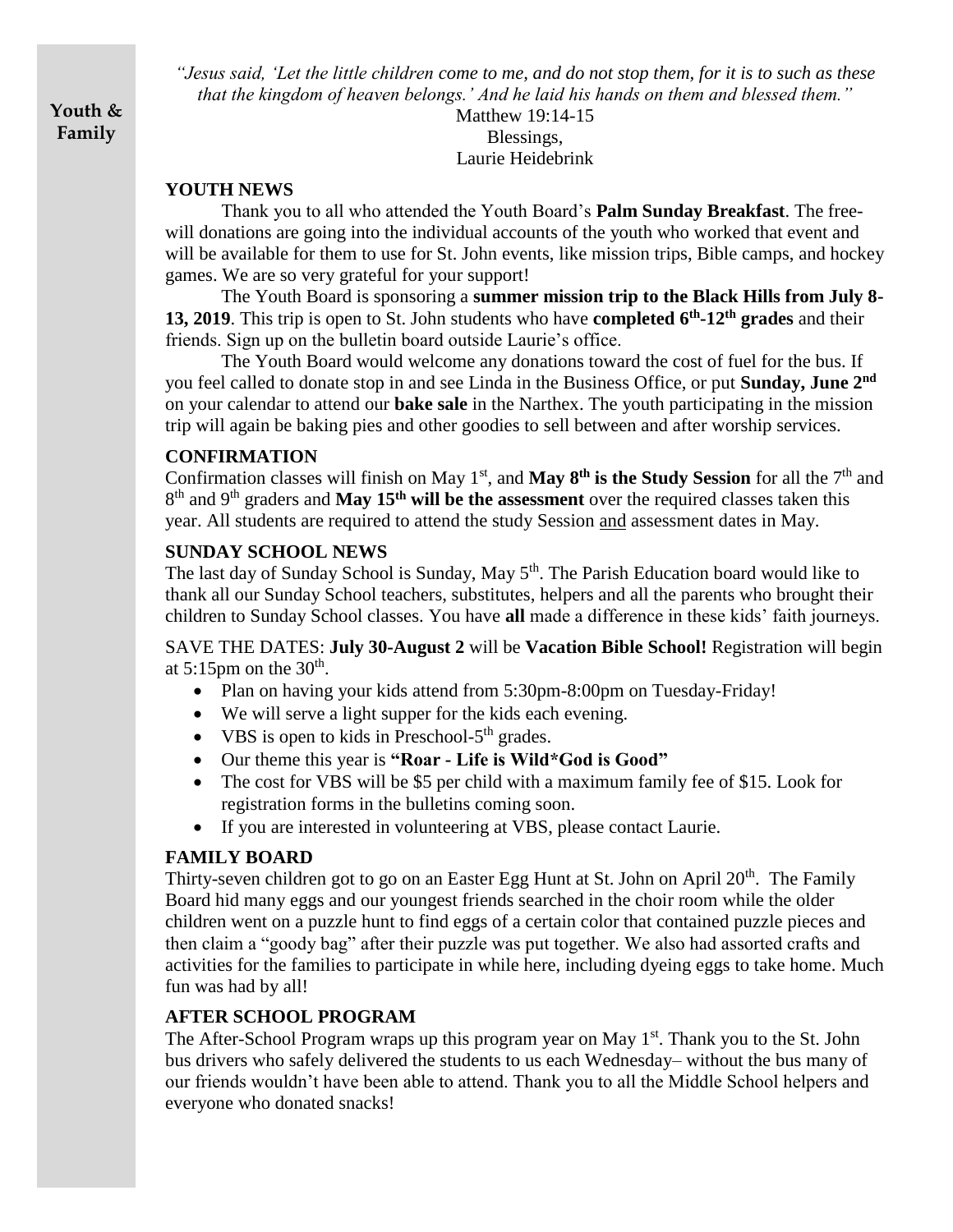**Youth & Family**

*"Jesus said, 'Let the little children come to me, and do not stop them, for it is to such as these that the kingdom of heaven belongs.' And he laid his hands on them and blessed them."*

Matthew 19:14-15

Blessings,

Laurie Heidebrink

## YOUTH NEWS

Thank you to all who attended the Youth Board's **Palm Sunday Breakfast**. The free-will donations are going into the individual accounts of the youth who worked that event and will be available for them to use for St. John events, like mission trips, Bible camps, and hockey games. We are so very grateful for your support!

The Youth Board is sponsoring a **summer mission trip to the Black Hills from July 8-13, 2019**. This trip is open to St. John students who have **completed 6th-12th grades** and their friends. Sign up on the bulletin board outside Laurie's office.

The Youth Board would welcome any donations toward the cost of fuel for the bus. If you feel called to donate stop in and see Linda in the Business Office, or put **Sunday, June 2nd** on your calendar to attend our **bake sale** in the Narthex. The youth participating in the mission trip will again be baking pies and other goodies to sell between and after worship services.

## CONFIRMATION

Confirmation classes will finish on May 1st, and **May 8th is the Study Session** for all the 7th and 8th and 9th graders and **May 15th will be the assessment** over the required classes taken this year. All students are required to attend the study Session and assessment dates in May.

## SUNDAY SCHOOL NEWS

The last day of Sunday School is Sunday, May 5th. The Parish Education board would like to thank all our Sunday School teachers, substitutes, helpers and all the parents who brought their children to Sunday School classes. You have **all** made a difference in these kids' faith journeys.

SAVE THE DATES: **July 30-August 2** will be **Vacation Bible School!** Registration will begin at 5:15pm on the 30th.

- Plan on having your kids attend from 5:30pm-8:00pm on Tuesday-Friday!
- We will serve a light supper for the kids each evening.
- VBS is open to kids in Preschool-5th grades.
- Our theme this year is **"Roar - Life is Wild*God is Good"**
- The cost for VBS will be $5 per child with a maximum family fee of $15. Look for registration forms in the bulletins coming soon.
- If you are interested in volunteering at VBS, please contact Laurie.

## FAMILY BOARD

Thirty-seven children got to go on an Easter Egg Hunt at St. John on April 20th. The Family Board hid many eggs and our youngest friends searched in the choir room while the older children went on a puzzle hunt to find eggs of a certain color that contained puzzle pieces and then claim a "goody bag" after their puzzle was put together. We also had assorted crafts and activities for the families to participate in while here, including dyeing eggs to take home. Much fun was had by all!

## AFTER SCHOOL PROGRAM

The After-School Program wraps up this program year on May 1st. Thank you to the St. John bus drivers who safely delivered the students to us each Wednesday– without the bus many of our friends wouldn't have been able to attend. Thank you to all the Middle School helpers and everyone who donated snacks!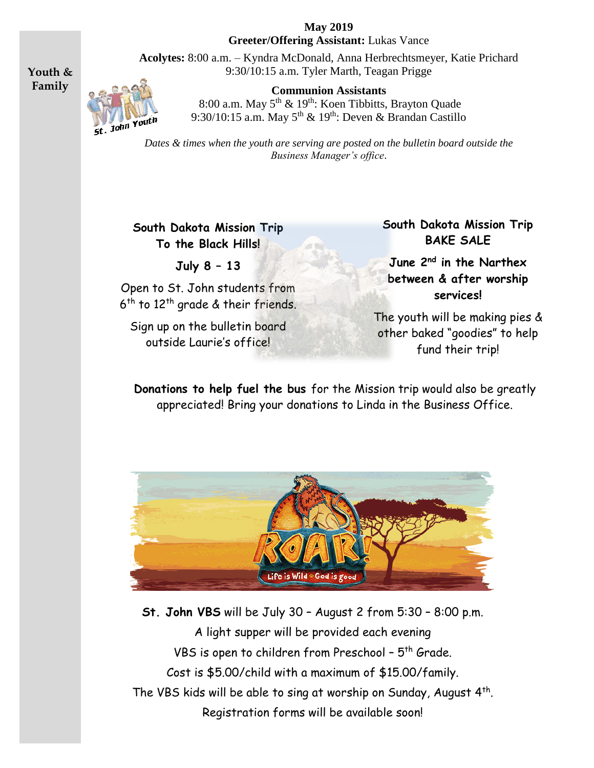**Youth & Family**

**May 2019**

**Greeter/Offering Assistant:** Lukas Vance

**Acolytes:** 8:00 a.m. – Kyndra McDonald, Anna Herbrechtsmeyer, Katie Prichard
9:30/10:15 a.m. Tyler Marth, Teagan Prigge

**Communion Assistants**

8:00 a.m. May 5th & 19th: Koen Tibbitts, Brayton Quade
9:30/10:15 a.m. May 5th & 19th: Deven & Brandan Castillo

*Dates & times when the youth are serving are posted on the bulletin board outside the Business Manager's office.*

**South Dakota Mission Trip**
**To the Black Hills!**

**July 8 – 13**

Open to St. John students from 6th to 12th grade & their friends.

Sign up on the bulletin board outside Laurie's office!

**South Dakota Mission Trip**
**BAKE SALE**

**June 2nd in the Narthex between & after worship services!**

The youth will be making pies & other baked "goodies" to help fund their trip!

**Donations to help fuel the bus** for the Mission trip would also be greatly appreciated! Bring your donations to Linda in the Business Office.

**St. John VBS** will be July 30 – August 2 from 5:30 – 8:00 p.m.
A light supper will be provided each evening
VBS is open to children from Preschool – 5th Grade.
Cost is $5.00/child with a maximum of $15.00/family.
The VBS kids will be able to sing at worship on Sunday, August 4th.
Registration forms will be available soon!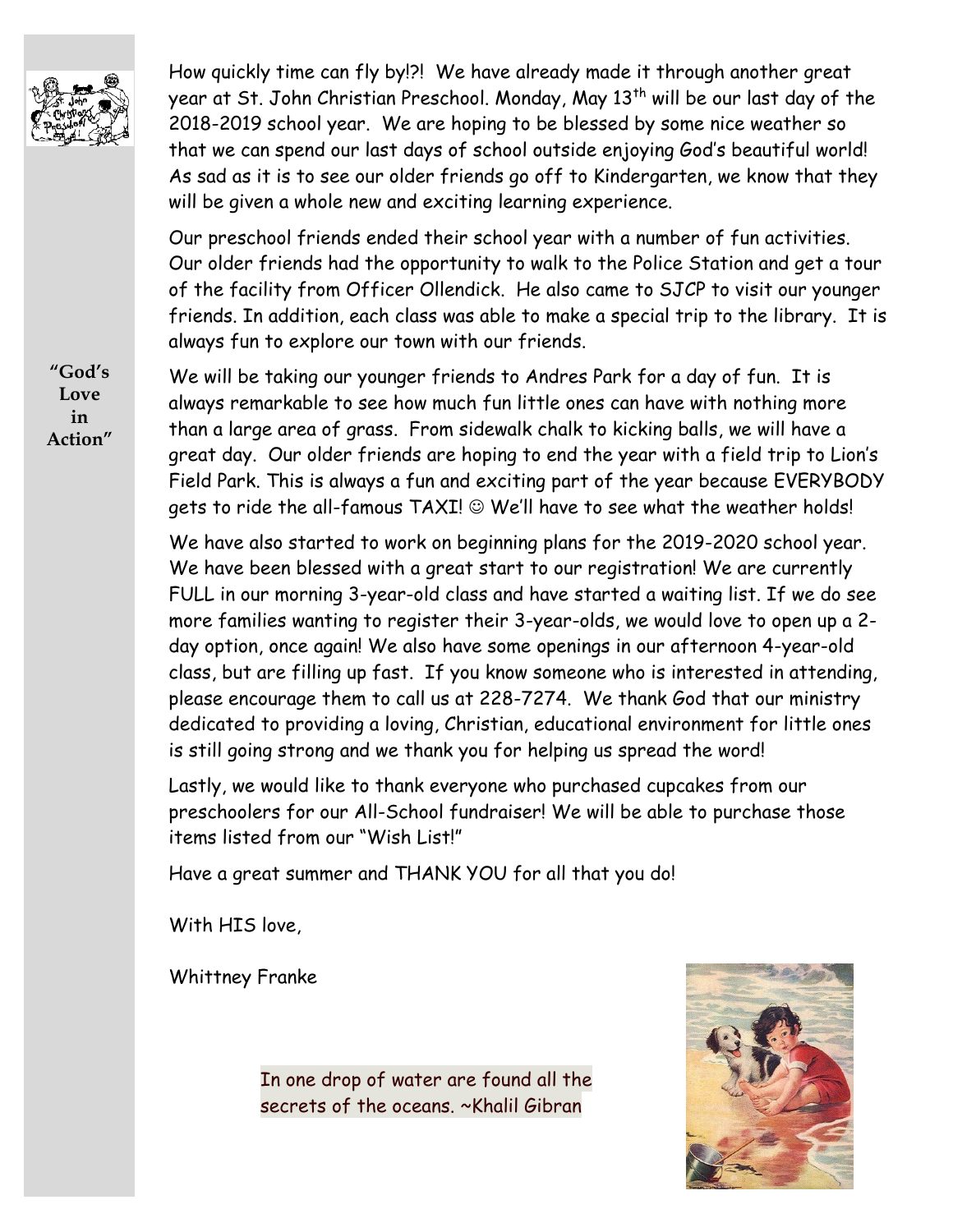**"God's Love in Action"**

How quickly time can fly by!?! We have already made it through another great year at St. John Christian Preschool. Monday, May 13th will be our last day of the 2018-2019 school year. We are hoping to be blessed by some nice weather so that we can spend our last days of school outside enjoying God's beautiful world! As sad as it is to see our older friends go off to Kindergarten, we know that they will be given a whole new and exciting learning experience.

Our preschool friends ended their school year with a number of fun activities. Our older friends had the opportunity to walk to the Police Station and get a tour of the facility from Officer Ollendick. He also came to SJCP to visit our younger friends. In addition, each class was able to make a special trip to the library. It is always fun to explore our town with our friends.

We will be taking our younger friends to Andres Park for a day of fun. It is always remarkable to see how much fun little ones can have with nothing more than a large area of grass. From sidewalk chalk to kicking balls, we will have a great day. Our older friends are hoping to end the year with a field trip to Lion's Field Park. This is always a fun and exciting part of the year because EVERYBODY gets to ride the all-famous TAXI! ☺ We'll have to see what the weather holds!

We have also started to work on beginning plans for the 2019-2020 school year. We have been blessed with a great start to our registration! We are currently FULL in our morning 3-year-old class and have started a waiting list. If we do see more families wanting to register their 3-year-olds, we would love to open up a 2-day option, once again! We also have some openings in our afternoon 4-year-old class, but are filling up fast. If you know someone who is interested in attending, please encourage them to call us at 228-7274. We thank God that our ministry dedicated to providing a loving, Christian, educational environment for little ones is still going strong and we thank you for helping us spread the word!

Lastly, we would like to thank everyone who purchased cupcakes from our preschoolers for our All-School fundraiser! We will be able to purchase those items listed from our "Wish List!"

Have a great summer and THANK YOU for all that you do!

With HIS love,

Whittney Franke

In one drop of water are found all the secrets of the oceans. ~Khalil Gibran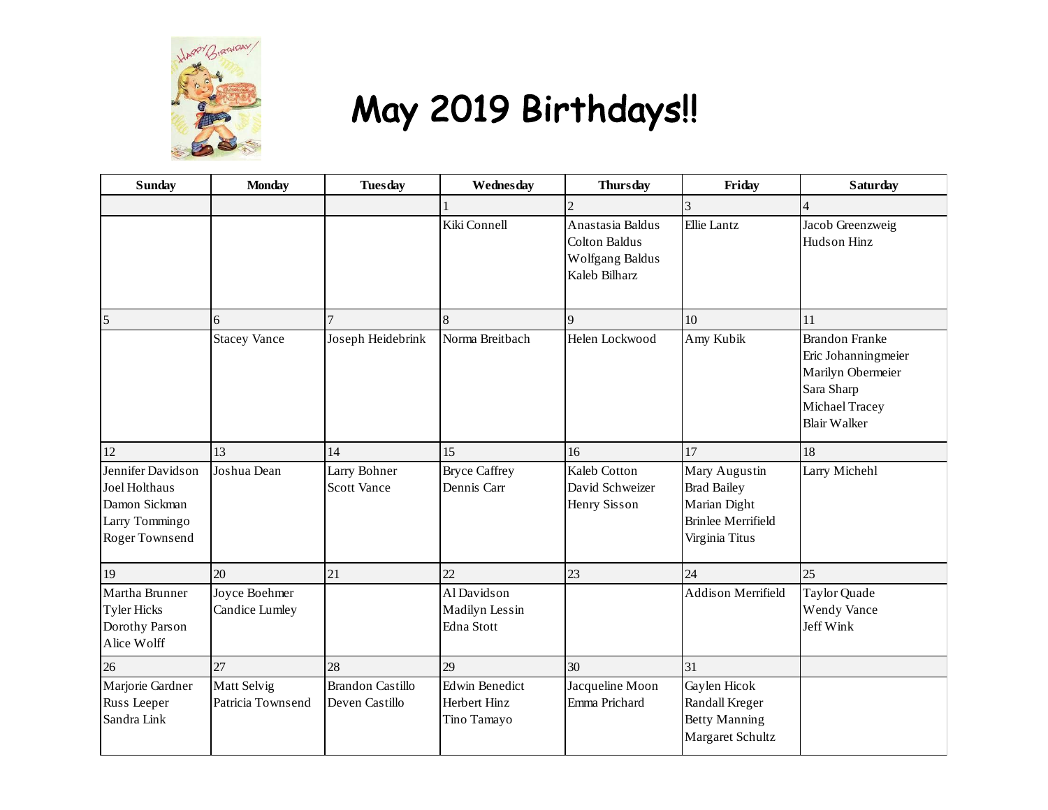# May 2019 Birthdays!!

| Sunday | Monday | Tuesday | Wednesday | Thursday | Friday | Saturday |
|---|---|---|---|---|---|---|
| | | | 1 | 2 | 3 | 4 |
| | | | Kiki Connell | Anastasia Baldus<br>Colton Baldus<br>Wolfgang Baldus<br>Kaleb Bilharz | Ellie Lantz | Jacob Greenzweig<br>Hudson Hinz |
| 5 | 6 | 7 | 8 | 9 | 10 | 11 |
| | Stacey Vance | Joseph Heidebrink | Norma Breitbach | Helen Lockwood | Amy Kubik | Brandon Franke<br>Eric Johanningmeier<br>Marilyn Obermeier<br>Sara Sharp<br>Michael Tracey<br>Blair Walker |
| 12 | 13 | 14 | 15 | 16 | 17 | 18 |
| Jennifer Davidson<br>Joel Holthaus<br>Damon Sickman<br>Larry Tommingo<br>Roger Townsend | Joshua Dean | Larry Bohner<br>Scott Vance | Bryce Caffrey<br>Dennis Carr | Kaleb Cotton<br>David Schweizer<br>Henry Sisson | Mary Augustin<br>Brad Bailey<br>Marian Dight<br>Brinlee Merrifield<br>Virginia Titus | Larry Michehl |
| 19 | 20 | 21 | 22 | 23 | 24 | 25 |
| Martha Brunner<br>Tyler Hicks<br>Dorothy Parson<br>Alice Wolff | Joyce Boehmer<br>Candice Lumley | | Al Davidson<br>Madilyn Lessin<br>Edna Stott | | Addison Merrifield | Taylor Quade<br>Wendy Vance<br>Jeff Wink |
| 26 | 27 | 28 | 29 | 30 | 31 | |
| Marjorie Gardner<br>Russ Leeper<br>Sandra Link | Matt Selvig<br>Patricia Townsend | Brandon Castillo<br>Deven Castillo | Edwin Benedict<br>Herbert Hinz<br>Tino Tamayo | Jacqueline Moon<br>Emma Prichard | Gaylen Hicok<br>Randall Kreger<br>Betty Manning<br>Margaret Schultz | |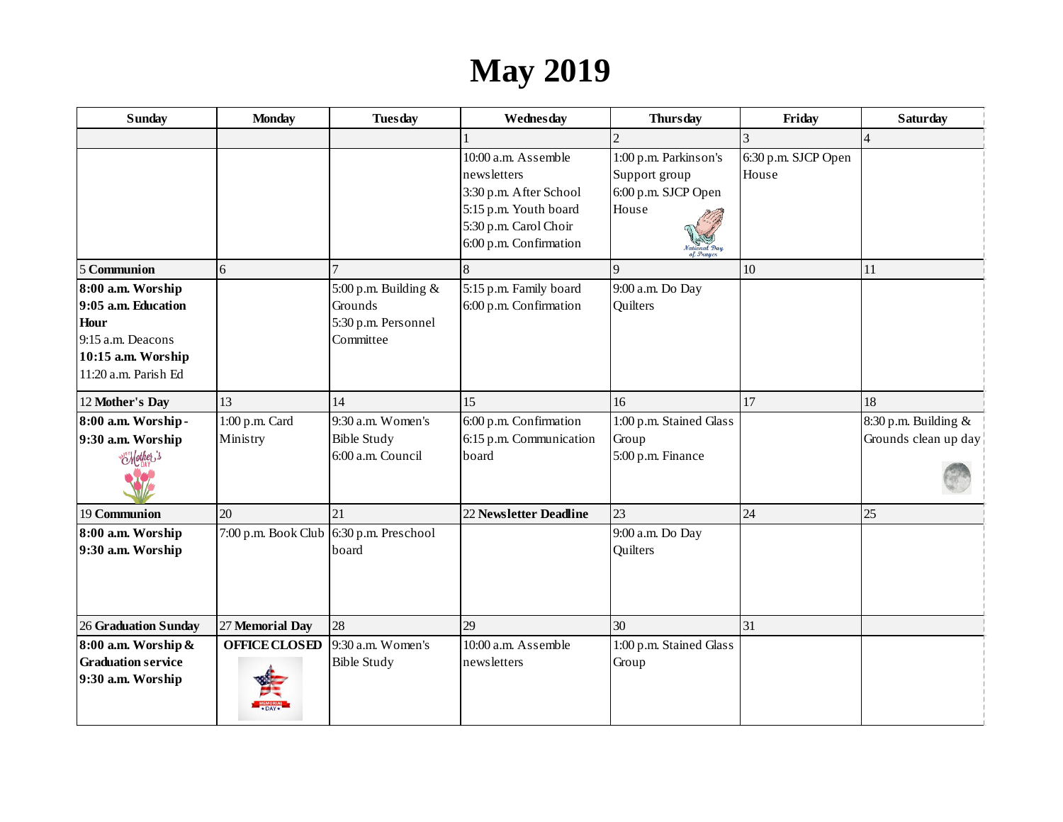# May 2019

| Sunday | Monday | Tuesday | Wednesday | Thursday | Friday | Saturday |
|---|---|---|---|---|---|---|
| | | | 1 | 2 | 3 | 4 |
| | | | 10:00 a.m. Assemble newsletters<br>3:30 p.m. After School<br>5:15 p.m. Youth board<br>5:30 p.m. Carol Choir<br>6:00 p.m. Confirmation | 1:00 p.m. Parkinson's Support group<br>6:00 p.m. SJCP Open House<br>National Day of Prayer | 6:30 p.m. SJCP Open House | |
| 5 **Communion** | 6 | 7 | 8 | 9 | 10 | 11 |
| **8:00 a.m. Worship**<br>**9:05 a.m. Education Hour**<br>9:15 a.m. Deacons<br>**10:15 a.m. Worship**<br>11:20 a.m. Parish Ed | | 5:00 p.m. Building & Grounds<br>5:30 p.m. Personnel Committee | 5:15 p.m. Family board<br>6:00 p.m. Confirmation | 9:00 a.m. Do Day Quilters | | |
| 12 **Mother's Day** | 13 | 14 | 15 | 16 | 17 | 18 |
| **8:00 a.m. Worship -**<br>**9:30 a.m. Worship** | 1:00 p.m. Card Ministry | 9:30 a.m. Women's Bible Study<br>6:00 a.m. Council | 6:00 p.m. Confirmation<br>6:15 p.m. Communication board | 1:00 p.m. Stained Glass Group<br>5:00 p.m. Finance | | 8:30 p.m. Building & Grounds clean up day |
| 19 **Communion** | 20 | 21 | 22 **Newsletter Deadline** | 23 | 24 | 25 |
| **8:00 a.m. Worship**<br>**9:30 a.m. Worship** | 7:00 p.m. Book Club | 6:30 p.m. Preschool board | | 9:00 a.m. Do Day Quilters | | |
| 26 **Graduation Sunday** | 27 **Memorial Day** | 28 | 29 | 30 | 31 | |
| **8:00 a.m. Worship & Graduation service**<br>**9:30 a.m. Worship** | **OFFICE CLOSED** | 9:30 a.m. Women's Bible Study | 10:00 a.m. Assemble newsletters | 1:00 p.m. Stained Glass Group | | |